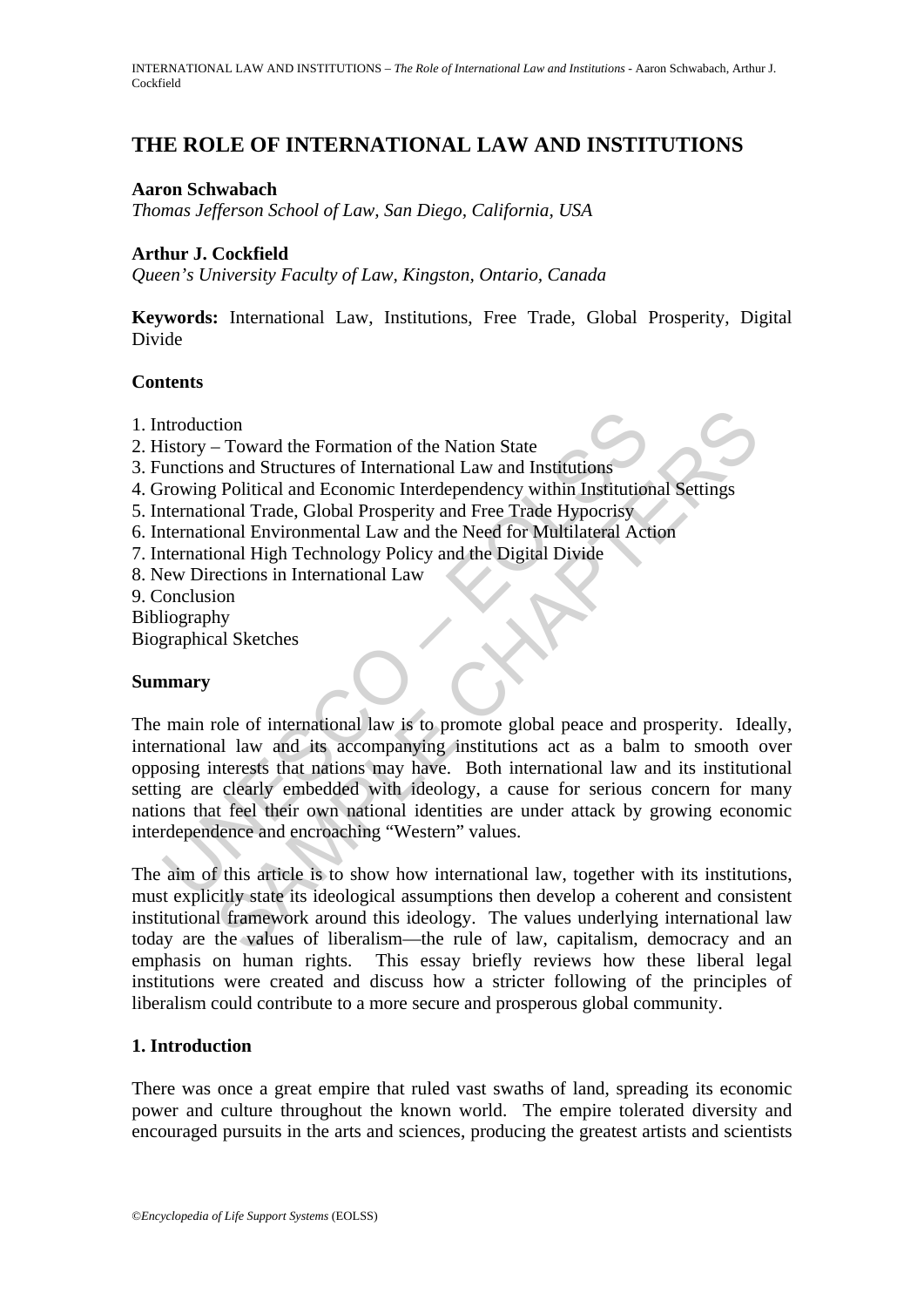# THE ROLE OF INTERNATIONAL LAW AND INSTITUTIONS

**Aaron Schwabach**

*Thomas Jefferson School of Law, San Diego, California, USA*

**Arthur J. Cockfield**

*Queen's University Faculty of Law, Kingston, Ontario, Canada*

**Keywords:** International Law, Institutions, Free Trade, Global Prosperity, Digital Divide

## Contents

1. Introduction
2. History – Toward the Formation of the Nation State
3. Functions and Structures of International Law and Institutions
4. Growing Political and Economic Interdependency within Institutional Settings
5. International Trade, Global Prosperity and Free Trade Hypocrisy
6. International Environmental Law and the Need for Multilateral Action
7. International High Technology Policy and the Digital Divide
8. New Directions in International Law
9. Conclusion

Bibliography

Biographical Sketches

## Summary

The main role of international law is to promote global peace and prosperity. Ideally, international law and its accompanying institutions act as a balm to smooth over opposing interests that nations may have. Both international law and its institutional setting are clearly embedded with ideology, a cause for serious concern for many nations that feel their own national identities are under attack by growing economic interdependence and encroaching "Western" values.

The aim of this article is to show how international law, together with its institutions, must explicitly state its ideological assumptions then develop a coherent and consistent institutional framework around this ideology. The values underlying international law today are the values of liberalism—the rule of law, capitalism, democracy and an emphasis on human rights. This essay briefly reviews how these liberal legal institutions were created and discuss how a stricter following of the principles of liberalism could contribute to a more secure and prosperous global community.

## 1. Introduction

There was once a great empire that ruled vast swaths of land, spreading its economic power and culture throughout the known world. The empire tolerated diversity and encouraged pursuits in the arts and sciences, producing the greatest artists and scientists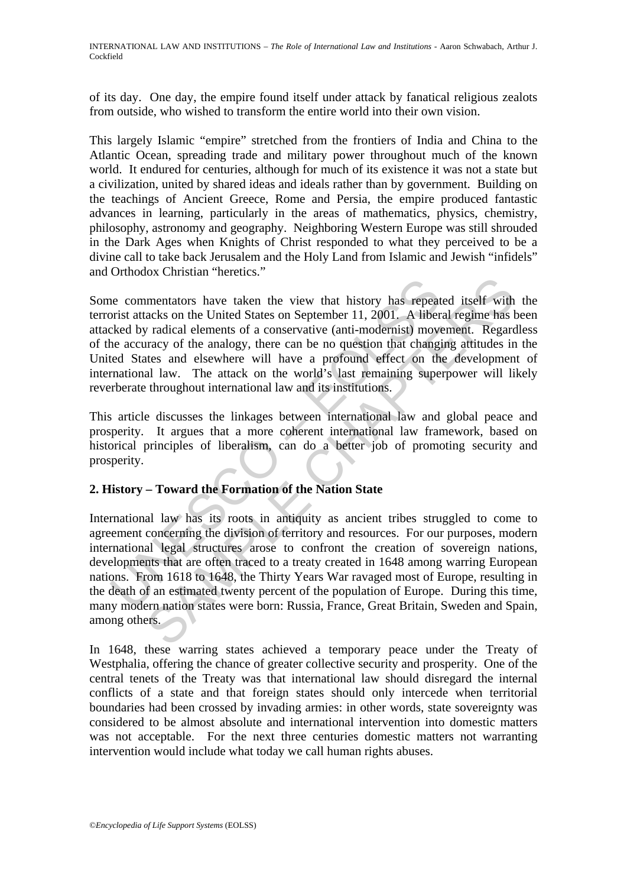of its day. One day, the empire found itself under attack by fanatical religious zealots from outside, who wished to transform the entire world into their own vision.

This largely Islamic "empire" stretched from the frontiers of India and China to the Atlantic Ocean, spreading trade and military power throughout much of the known world. It endured for centuries, although for much of its existence it was not a state but a civilization, united by shared ideas and ideals rather than by government. Building on the teachings of Ancient Greece, Rome and Persia, the empire produced fantastic advances in learning, particularly in the areas of mathematics, physics, chemistry, philosophy, astronomy and geography. Neighboring Western Europe was still shrouded in the Dark Ages when Knights of Christ responded to what they perceived to be a divine call to take back Jerusalem and the Holy Land from Islamic and Jewish "infidels" and Orthodox Christian "heretics."

Some commentators have taken the view that history has repeated itself with the terrorist attacks on the United States on September 11, 2001. A liberal regime has been attacked by radical elements of a conservative (anti-modernist) movement. Regardless of the accuracy of the analogy, there can be no question that changing attitudes in the United States and elsewhere will have a profound effect on the development of international law. The attack on the world's last remaining superpower will likely reverberate throughout international law and its institutions.

This article discusses the linkages between international law and global peace and prosperity. It argues that a more coherent international law framework, based on historical principles of liberalism, can do a better job of promoting security and prosperity.

## 2. History – Toward the Formation of the Nation State

International law has its roots in antiquity as ancient tribes struggled to come to agreement concerning the division of territory and resources. For our purposes, modern international legal structures arose to confront the creation of sovereign nations, developments that are often traced to a treaty created in 1648 among warring European nations. From 1618 to 1648, the Thirty Years War ravaged most of Europe, resulting in the death of an estimated twenty percent of the population of Europe. During this time, many modern nation states were born: Russia, France, Great Britain, Sweden and Spain, among others.

In 1648, these warring states achieved a temporary peace under the Treaty of Westphalia, offering the chance of greater collective security and prosperity. One of the central tenets of the Treaty was that international law should disregard the internal conflicts of a state and that foreign states should only intercede when territorial boundaries had been crossed by invading armies: in other words, state sovereignty was considered to be almost absolute and international intervention into domestic matters was not acceptable. For the next three centuries domestic matters not warranting intervention would include what today we call human rights abuses.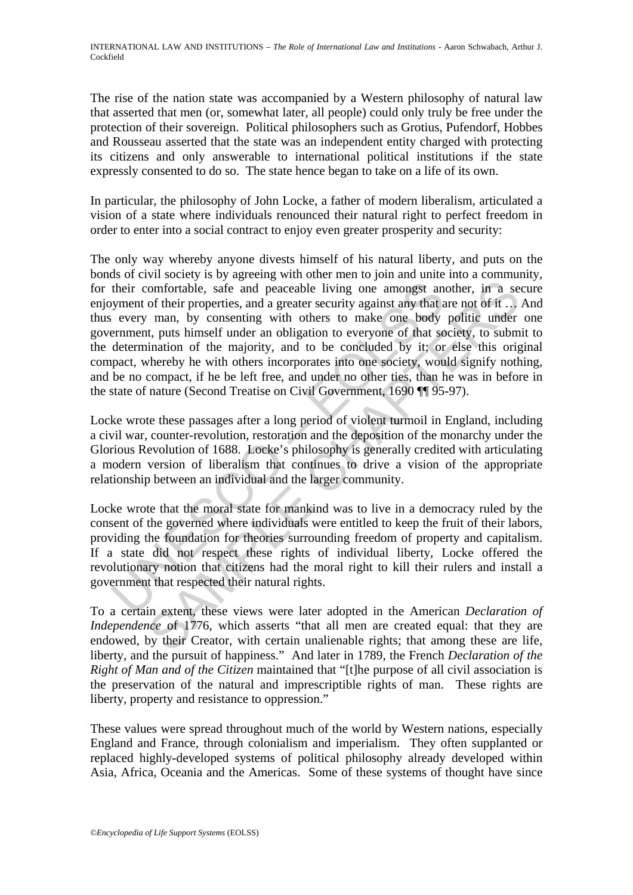The rise of the nation state was accompanied by a Western philosophy of natural law that asserted that men (or, somewhat later, all people) could only truly be free under the protection of their sovereign. Political philosophers such as Grotius, Pufendorf, Hobbes and Rousseau asserted that the state was an independent entity charged with protecting its citizens and only answerable to international political institutions if the state expressly consented to do so. The state hence began to take on a life of its own.

In particular, the philosophy of John Locke, a father of modern liberalism, articulated a vision of a state where individuals renounced their natural right to perfect freedom in order to enter into a social contract to enjoy even greater prosperity and security:

The only way whereby anyone divests himself of his natural liberty, and puts on the bonds of civil society is by agreeing with other men to join and unite into a community, for their comfortable, safe and peaceable living one amongst another, in a secure enjoyment of their properties, and a greater security against any that are not of it … And thus every man, by consenting with others to make one body politic under one government, puts himself under an obligation to everyone of that society, to submit to the determination of the majority, and to be concluded by it; or else this original compact, whereby he with others incorporates into one society, would signify nothing, and be no compact, if he be left free, and under no other ties, than he was in before in the state of nature (Second Treatise on Civil Government, 1690 ¶¶ 95-97).

Locke wrote these passages after a long period of violent turmoil in England, including a civil war, counter-revolution, restoration and the deposition of the monarchy under the Glorious Revolution of 1688. Locke's philosophy is generally credited with articulating a modern version of liberalism that continues to drive a vision of the appropriate relationship between an individual and the larger community.

Locke wrote that the moral state for mankind was to live in a democracy ruled by the consent of the governed where individuals were entitled to keep the fruit of their labors, providing the foundation for theories surrounding freedom of property and capitalism. If a state did not respect these rights of individual liberty, Locke offered the revolutionary notion that citizens had the moral right to kill their rulers and install a government that respected their natural rights.

To a certain extent, these views were later adopted in the American *Declaration of Independence* of 1776, which asserts "that all men are created equal: that they are endowed, by their Creator, with certain unalienable rights; that among these are life, liberty, and the pursuit of happiness." And later in 1789, the French *Declaration of the Right of Man and of the Citizen* maintained that "[t]he purpose of all civil association is the preservation of the natural and imprescriptible rights of man. These rights are liberty, property and resistance to oppression."

These values were spread throughout much of the world by Western nations, especially England and France, through colonialism and imperialism. They often supplanted or replaced highly-developed systems of political philosophy already developed within Asia, Africa, Oceania and the Americas. Some of these systems of thought have since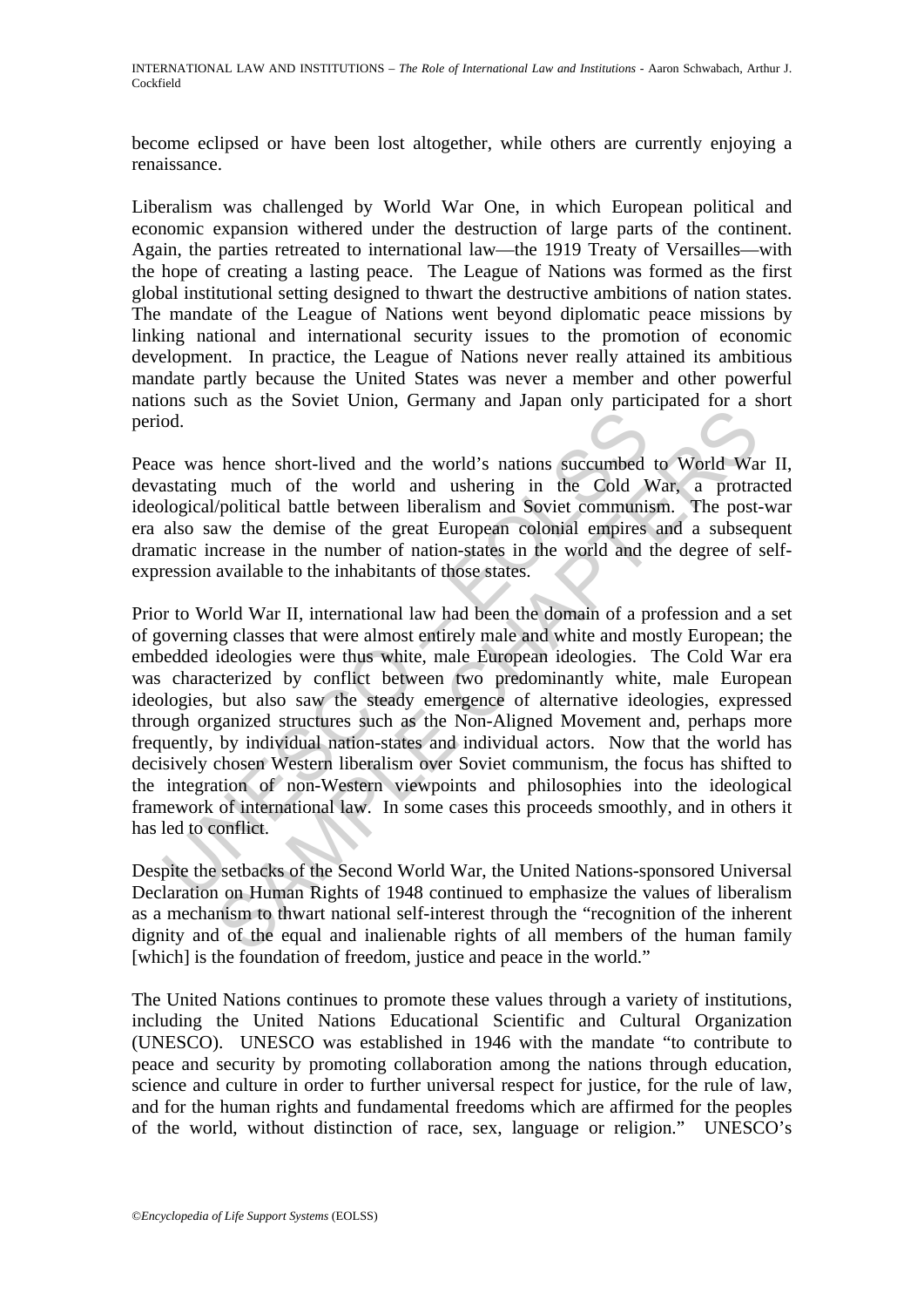become eclipsed or have been lost altogether, while others are currently enjoying a renaissance.

Liberalism was challenged by World War One, in which European political and economic expansion withered under the destruction of large parts of the continent. Again, the parties retreated to international law—the 1919 Treaty of Versailles—with the hope of creating a lasting peace. The League of Nations was formed as the first global institutional setting designed to thwart the destructive ambitions of nation states. The mandate of the League of Nations went beyond diplomatic peace missions by linking national and international security issues to the promotion of economic development. In practice, the League of Nations never really attained its ambitious mandate partly because the United States was never a member and other powerful nations such as the Soviet Union, Germany and Japan only participated for a short period.

Peace was hence short-lived and the world's nations succumbed to World War II, devastating much of the world and ushering in the Cold War, a protracted ideological/political battle between liberalism and Soviet communism. The post-war era also saw the demise of the great European colonial empires and a subsequent dramatic increase in the number of nation-states in the world and the degree of self-expression available to the inhabitants of those states.

Prior to World War II, international law had been the domain of a profession and a set of governing classes that were almost entirely male and white and mostly European; the embedded ideologies were thus white, male European ideologies. The Cold War era was characterized by conflict between two predominantly white, male European ideologies, but also saw the steady emergence of alternative ideologies, expressed through organized structures such as the Non-Aligned Movement and, perhaps more frequently, by individual nation-states and individual actors. Now that the world has decisively chosen Western liberalism over Soviet communism, the focus has shifted to the integration of non-Western viewpoints and philosophies into the ideological framework of international law. In some cases this proceeds smoothly, and in others it has led to conflict.

Despite the setbacks of the Second World War, the United Nations-sponsored Universal Declaration on Human Rights of 1948 continued to emphasize the values of liberalism as a mechanism to thwart national self-interest through the "recognition of the inherent dignity and of the equal and inalienable rights of all members of the human family [which] is the foundation of freedom, justice and peace in the world."

The United Nations continues to promote these values through a variety of institutions, including the United Nations Educational Scientific and Cultural Organization (UNESCO). UNESCO was established in 1946 with the mandate "to contribute to peace and security by promoting collaboration among the nations through education, science and culture in order to further universal respect for justice, for the rule of law, and for the human rights and fundamental freedoms which are affirmed for the peoples of the world, without distinction of race, sex, language or religion." UNESCO's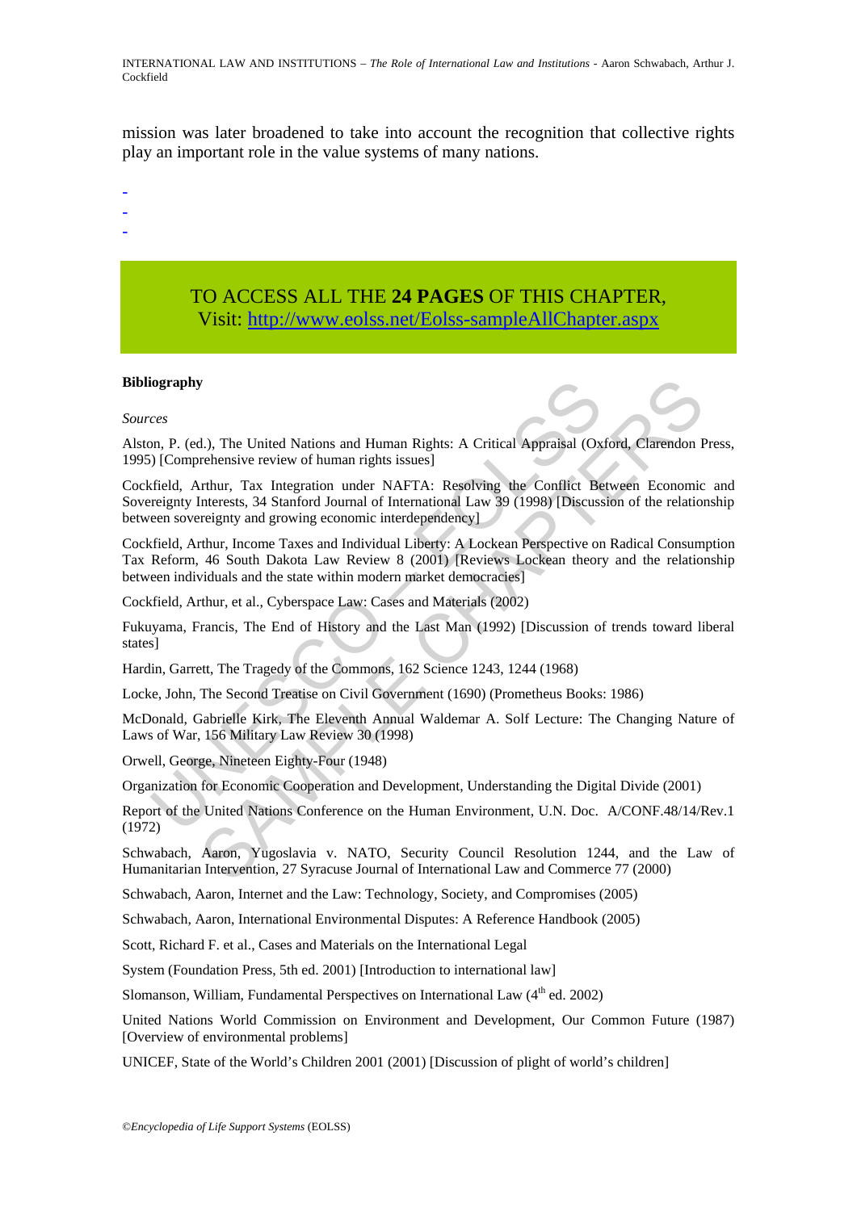mission was later broadened to take into account the recognition that collective rights play an important role in the value systems of many nations.

-
-
-

TO ACCESS ALL THE **24 PAGES** OF THIS CHAPTER,
Visit: http://www.eolss.net/Eolss-sampleAllChapter.aspx

**Bibliography**

*Sources*

Alston, P. (ed.), The United Nations and Human Rights: A Critical Appraisal (Oxford, Clarendon Press, 1995) [Comprehensive review of human rights issues]

Cockfield, Arthur, Tax Integration under NAFTA: Resolving the Conflict Between Economic and Sovereignty Interests, 34 Stanford Journal of International Law 39 (1998) [Discussion of the relationship between sovereignty and growing economic interdependency]

Cockfield, Arthur, Income Taxes and Individual Liberty: A Lockean Perspective on Radical Consumption Tax Reform, 46 South Dakota Law Review 8 (2001) [Reviews Lockean theory and the relationship between individuals and the state within modern market democracies]

Cockfield, Arthur, et al., Cyberspace Law: Cases and Materials (2002)

Fukuyama, Francis, The End of History and the Last Man (1992) [Discussion of trends toward liberal states]

Hardin, Garrett, The Tragedy of the Commons, 162 Science 1243, 1244 (1968)

Locke, John, The Second Treatise on Civil Government (1690) (Prometheus Books: 1986)

McDonald, Gabrielle Kirk, The Eleventh Annual Waldemar A. Solf Lecture: The Changing Nature of Laws of War, 156 Military Law Review 30 (1998)

Orwell, George, Nineteen Eighty-Four (1948)

Organization for Economic Cooperation and Development, Understanding the Digital Divide (2001)

Report of the United Nations Conference on the Human Environment, U.N. Doc. A/CONF.48/14/Rev.1 (1972)

Schwabach, Aaron, Yugoslavia v. NATO, Security Council Resolution 1244, and the Law of Humanitarian Intervention, 27 Syracuse Journal of International Law and Commerce 77 (2000)

Schwabach, Aaron, Internet and the Law: Technology, Society, and Compromises (2005)

Schwabach, Aaron, International Environmental Disputes: A Reference Handbook (2005)

Scott, Richard F. et al., Cases and Materials on the International Legal

System (Foundation Press, 5th ed. 2001) [Introduction to international law]

Slomanson, William, Fundamental Perspectives on International Law (4th ed. 2002)

United Nations World Commission on Environment and Development, Our Common Future (1987) [Overview of environmental problems]

UNICEF, State of the World's Children 2001 (2001) [Discussion of plight of world's children]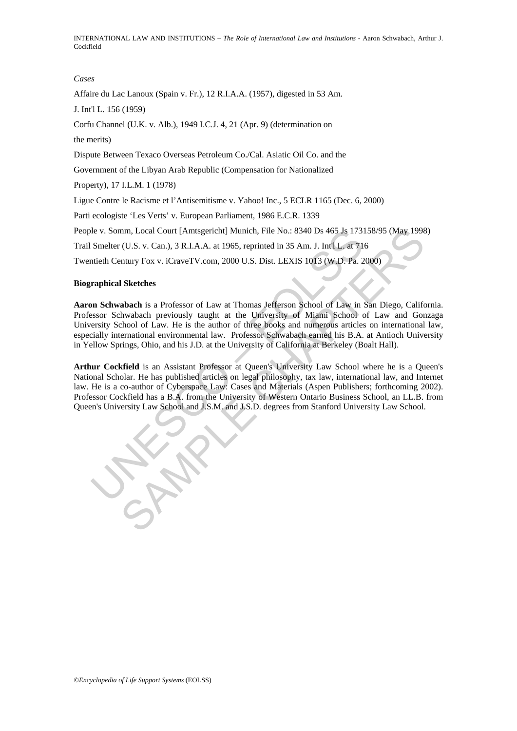*Cases*

Affaire du Lac Lanoux (Spain v. Fr.), 12 R.I.A.A. (1957), digested in 53 Am. J. Int'l L. 156 (1959)

Corfu Channel (U.K. v. Alb.), 1949 I.C.J. 4, 21 (Apr. 9) (determination on the merits)

Dispute Between Texaco Overseas Petroleum Co./Cal. Asiatic Oil Co. and the Government of the Libyan Arab Republic (Compensation for Nationalized Property), 17 I.L.M. 1 (1978)

Ligue Contre le Racisme et l'Antisemitisme v. Yahoo! Inc., 5 ECLR 1165 (Dec. 6, 2000)

Parti ecologiste 'Les Verts' v. European Parliament, 1986 E.C.R. 1339

People v. Somm, Local Court [Amtsgericht] Munich, File No.: 8340 Ds 465 Js 173158/95 (May 1998)

Trail Smelter (U.S. v. Can.), 3 R.I.A.A. at 1965, reprinted in 35 Am. J. Int'l L. at 716

Twentieth Century Fox v. iCraveTV.com, 2000 U.S. Dist. LEXIS 1013 (W.D. Pa. 2000)

**Biographical Sketches**

**Aaron Schwabach** is a Professor of Law at Thomas Jefferson School of Law in San Diego, California. Professor Schwabach previously taught at the University of Miami School of Law and Gonzaga University School of Law. He is the author of three books and numerous articles on international law, especially international environmental law. Professor Schwabach earned his B.A. at Antioch University in Yellow Springs, Ohio, and his J.D. at the University of California at Berkeley (Boalt Hall).

**Arthur Cockfield** is an Assistant Professor at Queen's University Law School where he is a Queen's National Scholar. He has published articles on legal philosophy, tax law, international law, and Internet law. He is a co-author of Cyberspace Law: Cases and Materials (Aspen Publishers; forthcoming 2002). Professor Cockfield has a B.A. from the University of Western Ontario Business School, an LL.B. from Queen's University Law School and J.S.M. and J.S.D. degrees from Stanford University Law School.